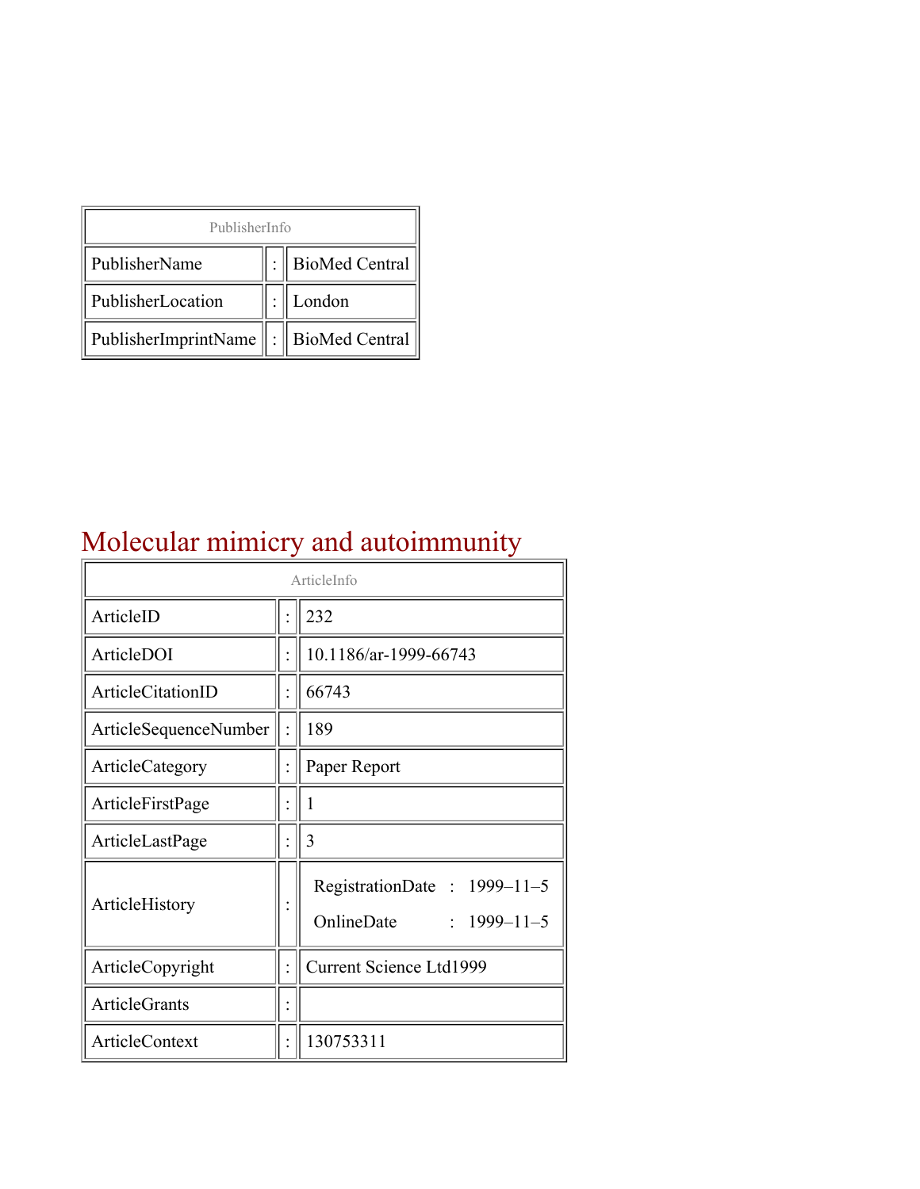| PublisherInfo | | |
|---|---|---|
| PublisherName | : | BioMed Central |
| PublisherLocation | : | London |
| PublisherImprintName | : | BioMed Central |

# Molecular mimicry and autoimmunity

| ArticleInfo | | |
|---|---|---|
| ArticleID | : | 232 |
| ArticleDOI | : | 10.1186/ar-1999-66743 |
| ArticleCitationID | : | 66743 |
| ArticleSequenceNumber | : | 189 |
| ArticleCategory | : | Paper Report |
| ArticleFirstPage | : | 1 |
| ArticleLastPage | : | 3 |
| ArticleHistory | : | RegistrationDate : 1999–11–5<br>OnlineDate : 1999–11–5 |
| ArticleCopyright | : | Current Science Ltd1999 |
| ArticleGrants | : | |
| ArticleContext | : | 130753311 |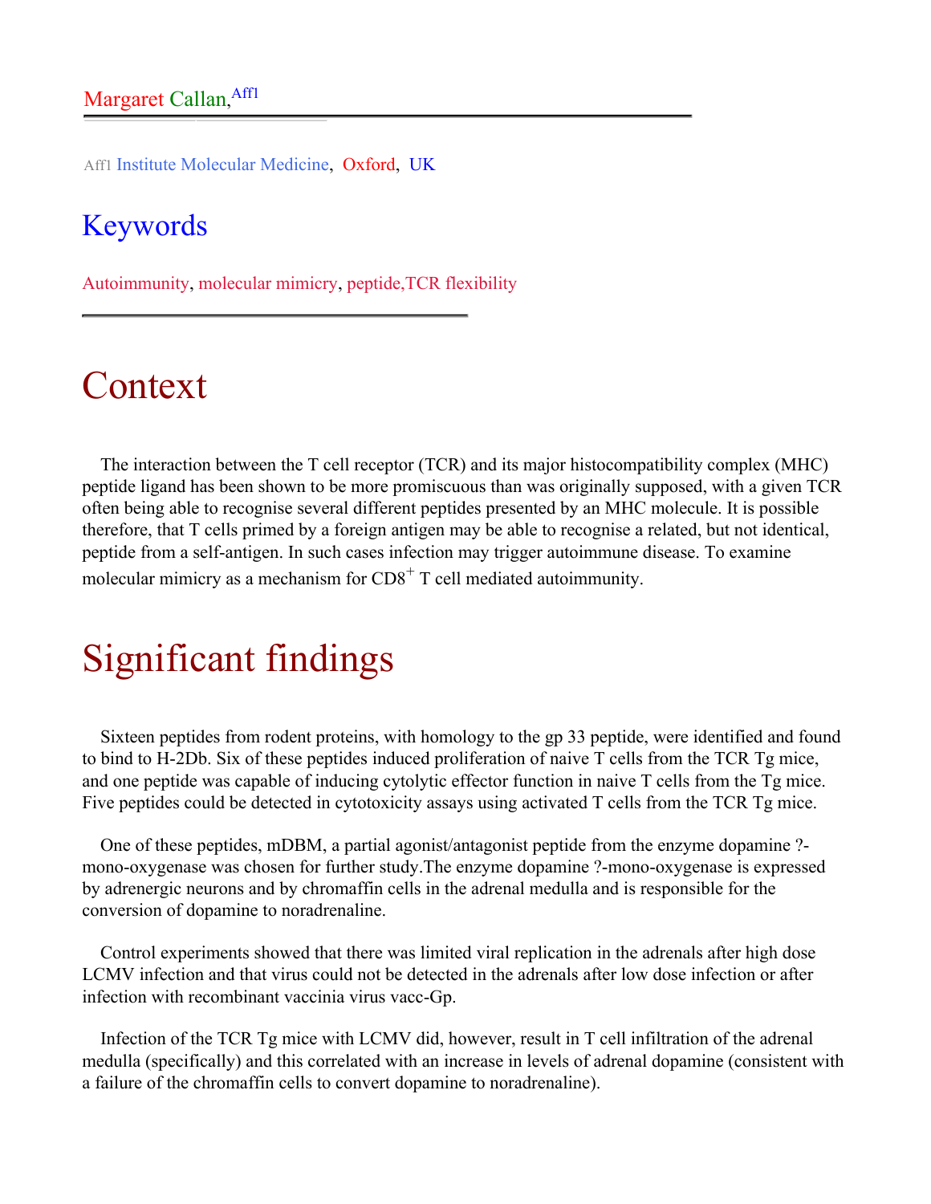Margaret Callan,[Aff1]

Aff1 Institute Molecular Medicine, Oxford, UK

## Keywords

Autoimmunity, molecular mimicry, peptide,TCR flexibility

# Context

The interaction between the T cell receptor (TCR) and its major histocompatibility complex (MHC) peptide ligand has been shown to be more promiscuous than was originally supposed, with a given TCR often being able to recognise several different peptides presented by an MHC molecule. It is possible therefore, that T cells primed by a foreign antigen may be able to recognise a related, but not identical, peptide from a self-antigen. In such cases infection may trigger autoimmune disease. To examine molecular mimicry as a mechanism for $CD8^+$ T cell mediated autoimmunity.

# Significant findings

Sixteen peptides from rodent proteins, with homology to the gp 33 peptide, were identified and found to bind to H-2Db. Six of these peptides induced proliferation of naive T cells from the TCR Tg mice, and one peptide was capable of inducing cytolytic effector function in naive T cells from the Tg mice. Five peptides could be detected in cytotoxicity assays using activated T cells from the TCR Tg mice.

One of these peptides, mDBM, a partial agonist/antagonist peptide from the enzyme dopamine ?-mono-oxygenase was chosen for further study.The enzyme dopamine ?-mono-oxygenase is expressed by adrenergic neurons and by chromaffin cells in the adrenal medulla and is responsible for the conversion of dopamine to noradrenaline.

Control experiments showed that there was limited viral replication in the adrenals after high dose LCMV infection and that virus could not be detected in the adrenals after low dose infection or after infection with recombinant vaccinia virus vacc-Gp.

Infection of the TCR Tg mice with LCMV did, however, result in T cell infiltration of the adrenal medulla (specifically) and this correlated with an increase in levels of adrenal dopamine (consistent with a failure of the chromaffin cells to convert dopamine to noradrenaline).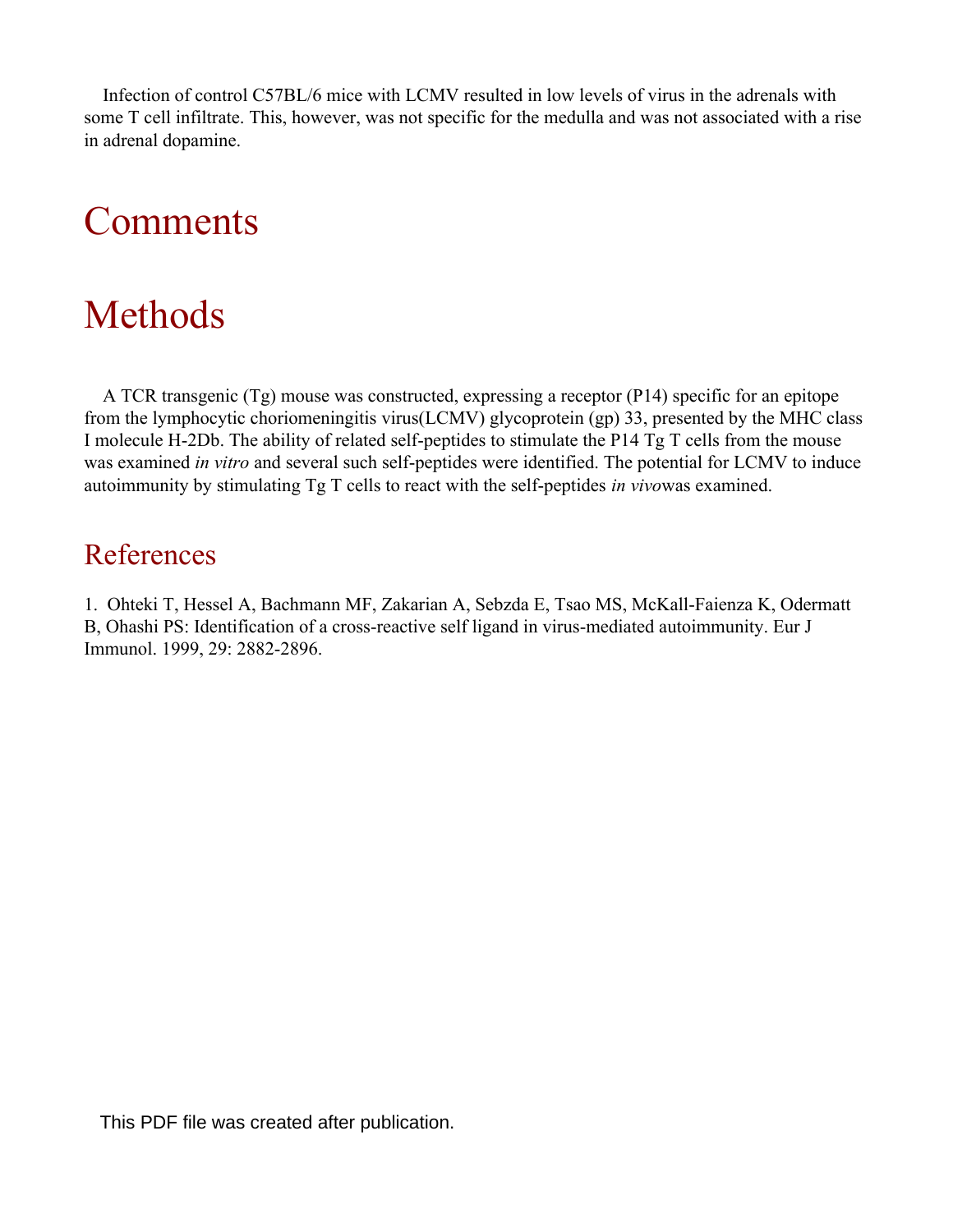Infection of control C57BL/6 mice with LCMV resulted in low levels of virus in the adrenals with some T cell infiltrate. This, however, was not specific for the medulla and was not associated with a rise in adrenal dopamine.

# Comments

# Methods

A TCR transgenic (Tg) mouse was constructed, expressing a receptor (P14) specific for an epitope from the lymphocytic choriomeningitis virus(LCMV) glycoprotein (gp) 33, presented by the MHC class I molecule H-2Db. The ability of related self-peptides to stimulate the P14 Tg T cells from the mouse was examined *in vitro* and several such self-peptides were identified. The potential for LCMV to induce autoimmunity by stimulating Tg T cells to react with the self-peptides *in vivo*was examined.

## References

1. Ohteki T, Hessel A, Bachmann MF, Zakarian A, Sebzda E, Tsao MS, McKall-Faienza K, Odermatt B, Ohashi PS: Identification of a cross-reactive self ligand in virus-mediated autoimmunity. Eur J Immunol. 1999, 29: 2882-2896.

This PDF file was created after publication.